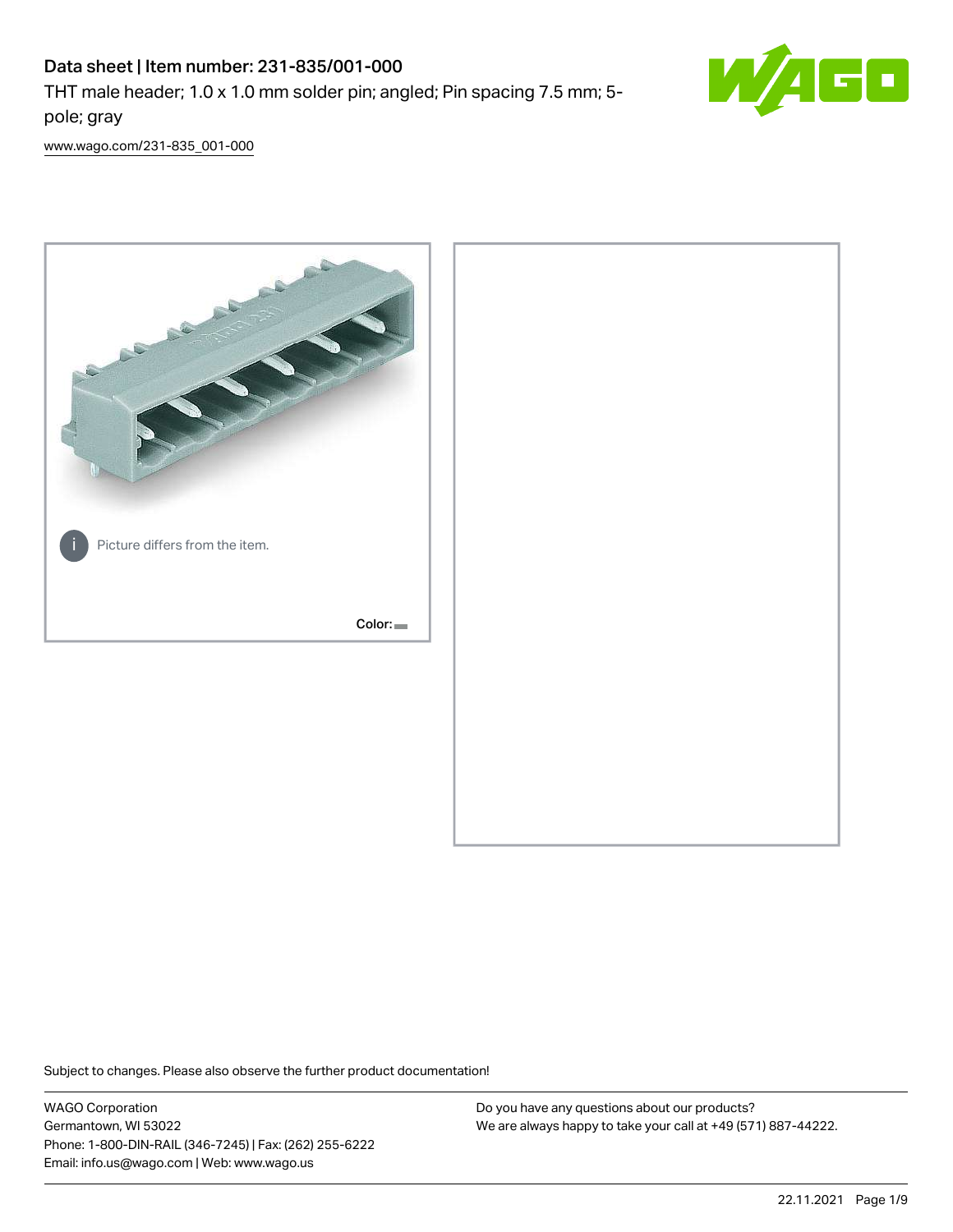# Data sheet | Item number: 231-835/001-000

THT male header; 1.0 x 1.0 mm solder pin; angled; Pin spacing 7.5 mm; 5-pole; gray

www.wago.com/231-835_001-000

Picture differs from the item.

Color:

Subject to changes. Please also observe the further product documentation!

WAGO Corporation
Germantown, WI 53022
Phone: 1-800-DIN-RAIL (346-7245) | Fax: (262) 255-6222
Email: info.us@wago.com | Web: www.wago.us

Do you have any questions about our products?
We are always happy to take your call at +49 (571) 887-44222.

22.11.2021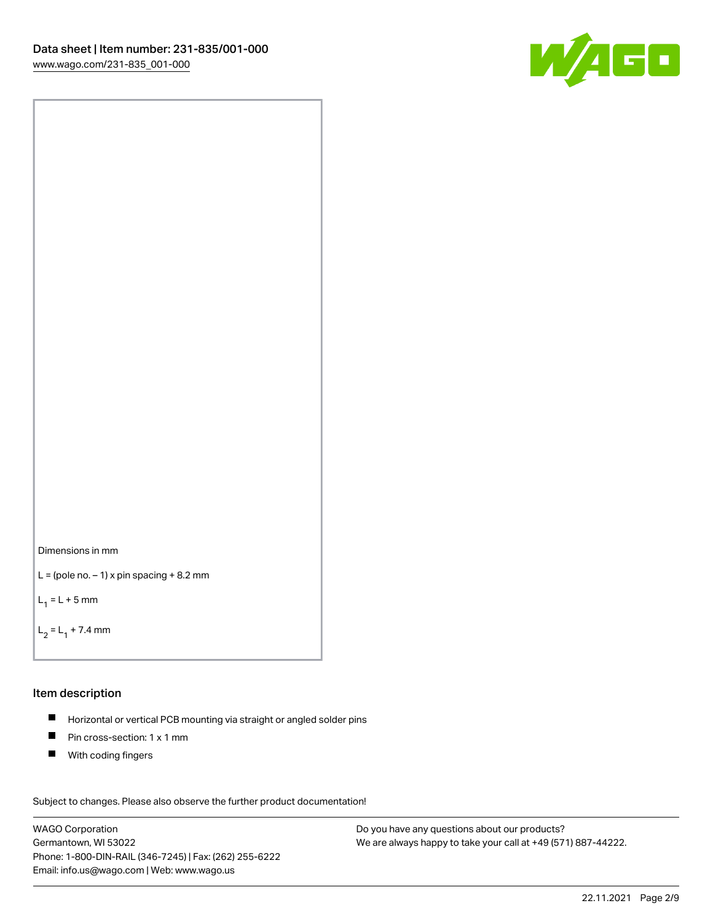Dimensions in mm

$L = (\text{pole no.} - 1) \times \text{pin spacing} + 8.2\ \text{mm}$

$L_1 = L + 5\ \text{mm}$

$L_2 = L_1 + 7.4\ \text{mm}$

## Item description

- Horizontal or vertical PCB mounting via straight or angled solder pins
- Pin cross-section: 1 x 1 mm
- With coding fingers

Subject to changes. Please also observe the further product documentation!

WAGO Corporation
Germantown, WI 53022
Phone: 1-800-DIN-RAIL (346-7245) | Fax: (262) 255-6222
Email: info.us@wago.com | Web: www.wago.us

Do you have any questions about our products?
We are always happy to take your call at +49 (571) 887-44222.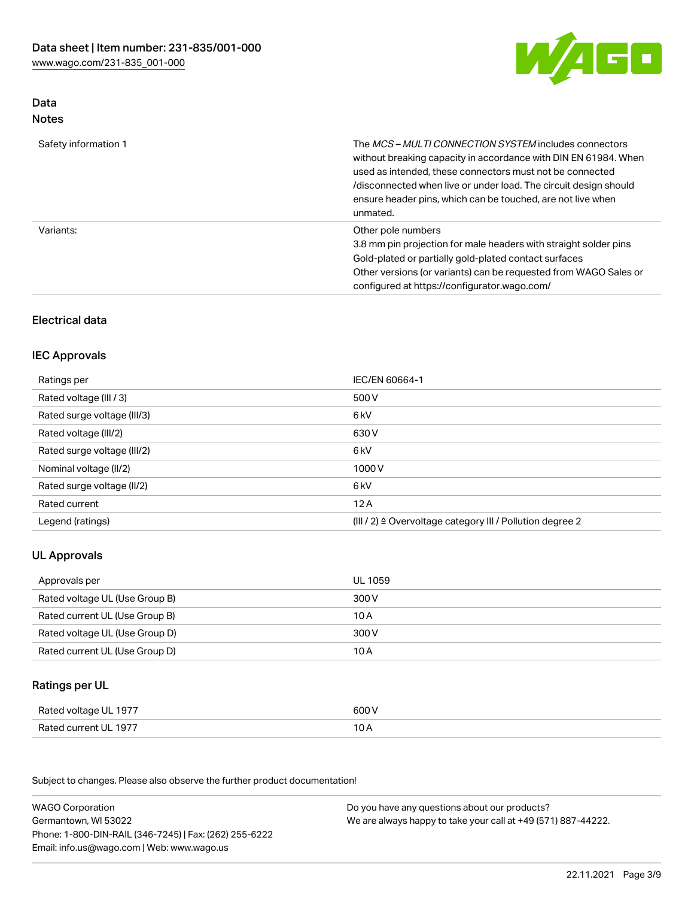## Data
### Notes

| | |
|---|---|
| Safety information 1 | The *MCS – MULTI CONNECTION SYSTEM* includes connectors without breaking capacity in accordance with DIN EN 61984. When used as intended, these connectors must not be connected /disconnected when live or under load. The circuit design should ensure header pins, which can be touched, are not live when unmated. |
| Variants: | Other pole numbers<br>3.8 mm pin projection for male headers with straight solder pins<br>Gold-plated or partially gold-plated contact surfaces<br>Other versions (or variants) can be requested from WAGO Sales or configured at https://configurator.wago.com/ |

## Electrical data

### IEC Approvals

| | |
|---|---|
| Ratings per | IEC/EN 60664-1 |
| Rated voltage (III / 3) | 500 V |
| Rated surge voltage (III/3) | 6 kV |
| Rated voltage (III/2) | 630 V |
| Rated surge voltage (III/2) | 6 kV |
| Nominal voltage (II/2) | 1000 V |
| Rated surge voltage (II/2) | 6 kV |
| Rated current | 12 A |
| Legend (ratings) | (III / 2) ≙ Overvoltage category III / Pollution degree 2 |

### UL Approvals

| | |
|---|---|
| Approvals per | UL 1059 |
| Rated voltage UL (Use Group B) | 300 V |
| Rated current UL (Use Group B) | 10 A |
| Rated voltage UL (Use Group D) | 300 V |
| Rated current UL (Use Group D) | 10 A |

### Ratings per UL

| | |
|---|---|
| Rated voltage UL 1977 | 600 V |
| Rated current UL 1977 | 10 A |

Subject to changes. Please also observe the further product documentation!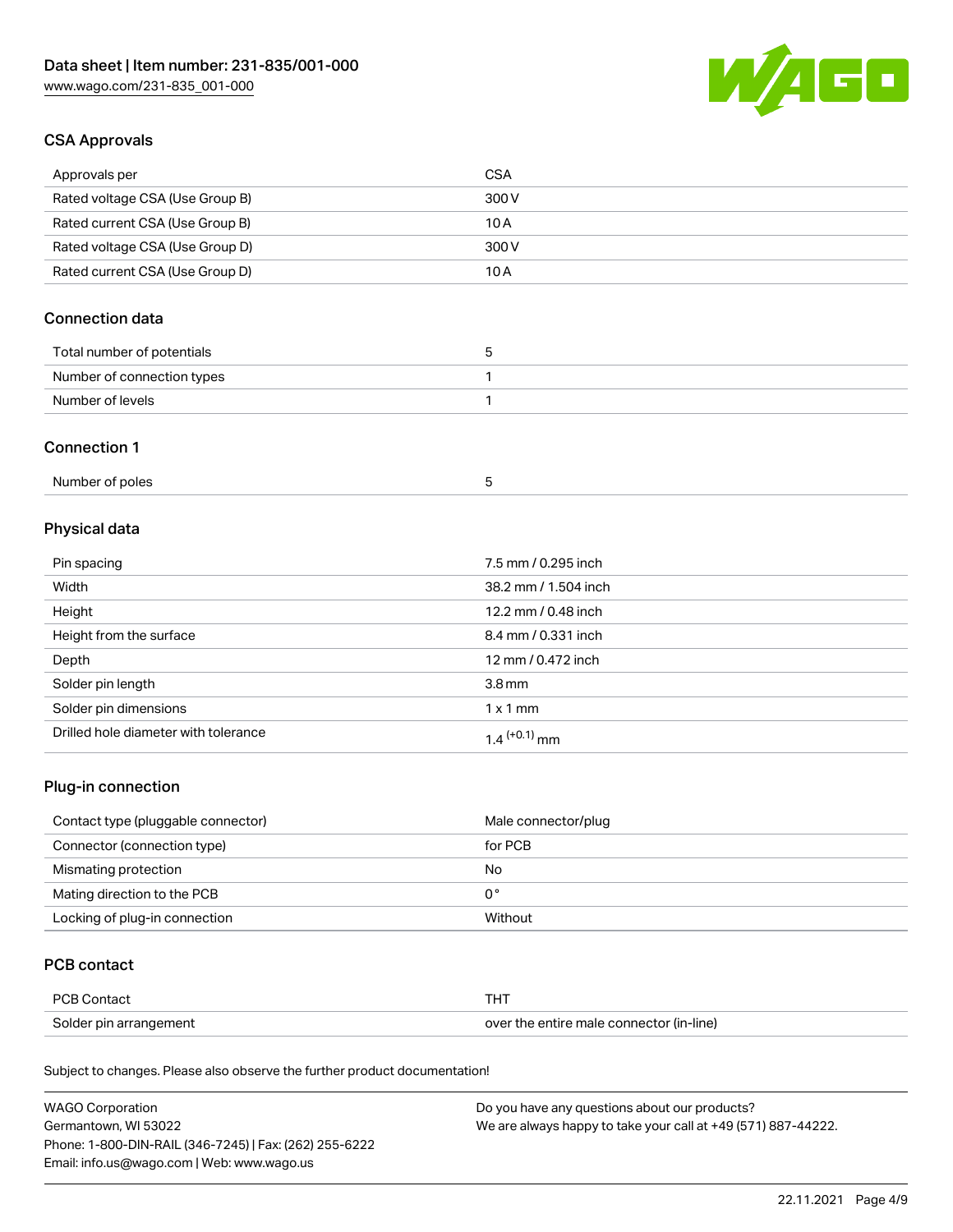## CSA Approvals

| | |
|---|---|
| Approvals per | CSA |
| Rated voltage CSA (Use Group B) | 300 V |
| Rated current CSA (Use Group B) | 10 A |
| Rated voltage CSA (Use Group D) | 300 V |
| Rated current CSA (Use Group D) | 10 A |

## Connection data

| | |
|---|---|
| Total number of potentials | 5 |
| Number of connection types | 1 |
| Number of levels | 1 |

## Connection 1

| | |
|---|---|
| Number of poles | 5 |

## Physical data

| | |
|---|---|
| Pin spacing | 7.5 mm / 0.295 inch |
| Width | 38.2 mm / 1.504 inch |
| Height | 12.2 mm / 0.48 inch |
| Height from the surface | 8.4 mm / 0.331 inch |
| Depth | 12 mm / 0.472 inch |
| Solder pin length | 3.8 mm |
| Solder pin dimensions | 1 x 1 mm |
| Drilled hole diameter with tolerance | $1.4^{(+0.1)}$ mm |

## Plug-in connection

| | |
|---|---|
| Contact type (pluggable connector) | Male connector/plug |
| Connector (connection type) | for PCB |
| Mismating protection | No |
| Mating direction to the PCB | 0 ° |
| Locking of plug-in connection | Without |

## PCB contact

| | |
|---|---|
| PCB Contact | THT |
| Solder pin arrangement | over the entire male connector (in-line) |

Subject to changes. Please also observe the further product documentation!

WAGO Corporation
Germantown, WI 53022
Phone: 1-800-DIN-RAIL (346-7245) | Fax: (262) 255-6222
Email: info.us@wago.com | Web: www.wago.us

Do you have any questions about our products?
We are always happy to take your call at +49 (571) 887-44222.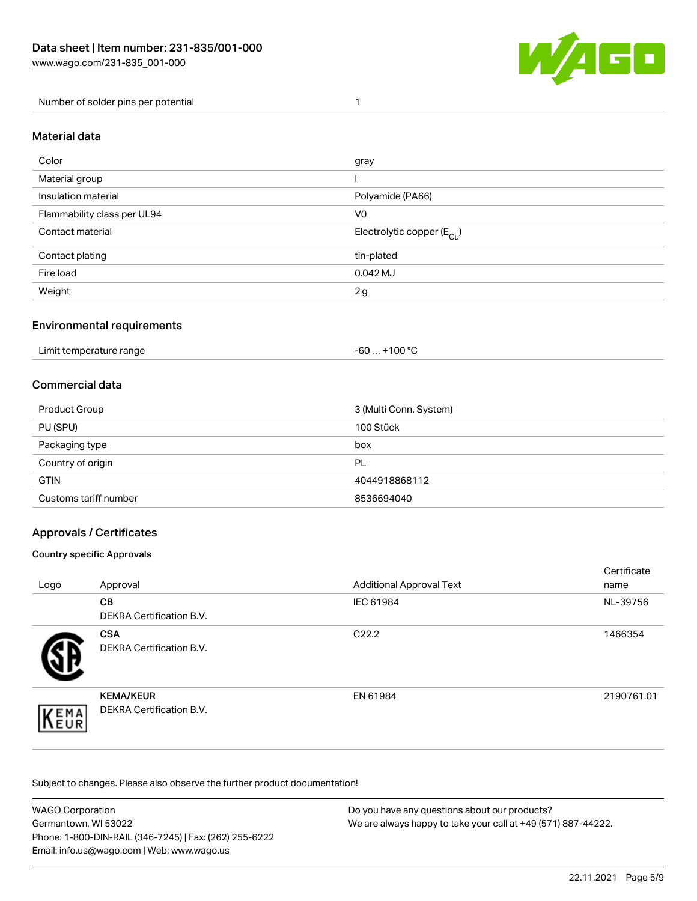| | |
|---|---|
| Number of solder pins per potential | 1 |

## Material data

| | |
|---|---|
| Color | gray |
| Material group | I |
| Insulation material | Polyamide (PA66) |
| Flammability class per UL94 | V0 |
| Contact material | Electrolytic copper ($E_{Cu}$) |
| Contact plating | tin-plated |
| Fire load | 0.042 MJ |
| Weight | 2 g |

## Environmental requirements

| | |
|---|---|
| Limit temperature range | -60 … +100 °C |

## Commercial data

| | |
|---|---|
| Product Group | 3 (Multi Conn. System) |
| PU (SPU) | 100 Stück |
| Packaging type | box |
| Country of origin | PL |
| GTIN | 4044918868112 |
| Customs tariff number | 8536694040 |

## Approvals / Certificates

### Country specific Approvals

| Logo | Approval | Additional Approval Text | Certificate name |
|---|---|---|---|
| | **CB** DEKRA Certification B.V. | IEC 61984 | NL-39756 |
| | **CSA** DEKRA Certification B.V. | C22.2 | 1466354 |
| | **KEMA/KEUR** DEKRA Certification B.V. | EN 61984 | 2190761.01 |

Subject to changes. Please also observe the further product documentation!

WAGO Corporation
Germantown, WI 53022
Phone: 1-800-DIN-RAIL (346-7245) | Fax: (262) 255-6222
Email: info.us@wago.com | Web: www.wago.us

Do you have any questions about our products?
We are always happy to take your call at +49 (571) 887-44222.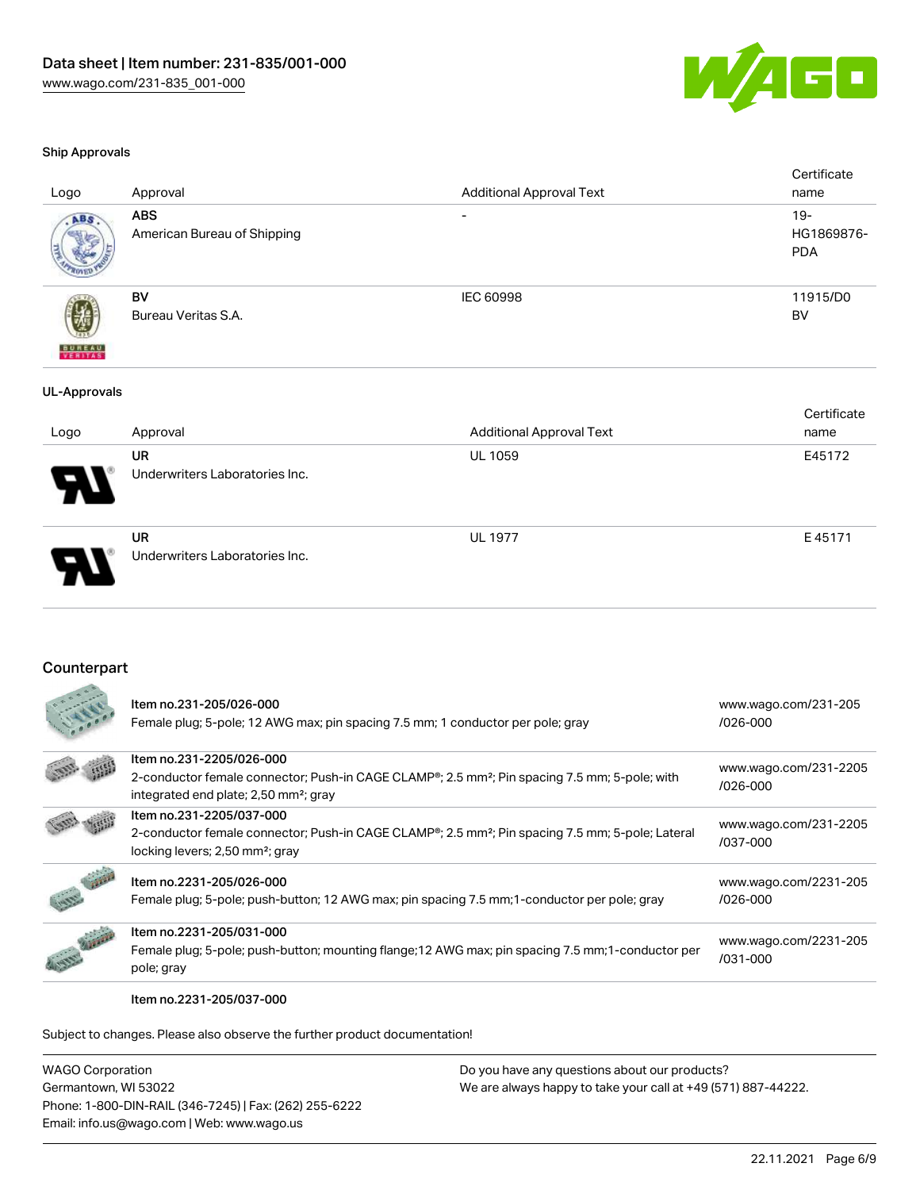### Ship Approvals

| Logo | Approval | Additional Approval Text | Certificate name |
| --- | --- | --- | --- |
| | **ABS**<br>American Bureau of Shipping | - | 19-HG1869876-PDA |
| | **BV**<br>Bureau Veritas S.A. | IEC 60998 | 11915/D0 BV |

### UL-Approvals

| Logo | Approval | Additional Approval Text | Certificate name |
| --- | --- | --- | --- |
| | **UR**<br>Underwriters Laboratories Inc. | UL 1059 | E45172 |
| | **UR**<br>Underwriters Laboratories Inc. | UL 1977 | E 45171 |

## Counterpart

| | | |
| --- | --- | --- |
| | Item no.231-205/026-000<br>Female plug; 5-pole; 12 AWG max; pin spacing 7.5 mm; 1 conductor per pole; gray | www.wago.com/231-205/026-000 |
| | Item no.231-2205/026-000<br>2-conductor female connector; Push-in CAGE CLAMP®; 2.5 mm²; Pin spacing 7.5 mm; 5-pole; with integrated end plate; 2,50 mm²; gray | www.wago.com/231-2205/026-000 |
| | Item no.231-2205/037-000<br>2-conductor female connector; Push-in CAGE CLAMP®; 2.5 mm²; Pin spacing 7.5 mm; 5-pole; Lateral locking levers; 2,50 mm²; gray | www.wago.com/231-2205/037-000 |
| | Item no.2231-205/026-000<br>Female plug; 5-pole; push-button; 12 AWG max; pin spacing 7.5 mm;1-conductor per pole; gray | www.wago.com/2231-205/026-000 |
| | Item no.2231-205/031-000<br>Female plug; 5-pole; push-button; mounting flange;12 AWG max; pin spacing 7.5 mm;1-conductor per pole; gray | www.wago.com/2231-205/031-000 |
| | Item no.2231-205/037-000 | |

Subject to changes. Please also observe the further product documentation!

WAGO Corporation
Germantown, WI 53022
Phone: 1-800-DIN-RAIL (346-7245) | Fax: (262) 255-6222
Email: info.us@wago.com | Web: www.wago.us

Do you have any questions about our products?
We are always happy to take your call at +49 (571) 887-44222.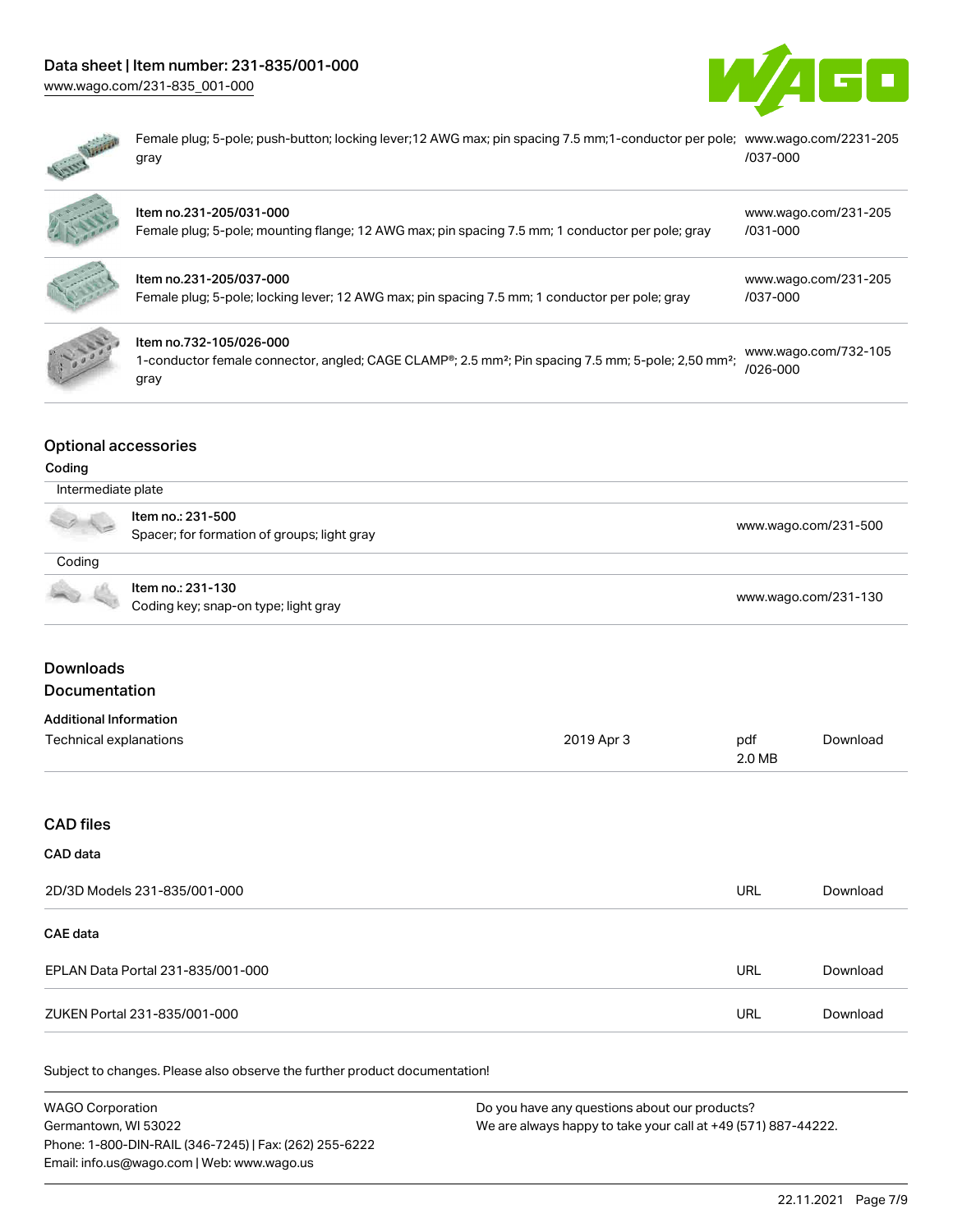| | |
|---|---|
| Female plug; 5-pole; push-button; locking lever;12 AWG max; pin spacing 7.5 mm;1-conductor per pole; gray | www.wago.com/2231-205/037-000 |
| Item no.231-205/031-000<br>Female plug; 5-pole; mounting flange; 12 AWG max; pin spacing 7.5 mm; 1 conductor per pole; gray | www.wago.com/231-205/031-000 |
| Item no.231-205/037-000<br>Female plug; 5-pole; locking lever; 12 AWG max; pin spacing 7.5 mm; 1 conductor per pole; gray | www.wago.com/231-205/037-000 |
| Item no.732-105/026-000<br>1-conductor female connector, angled; CAGE CLAMP®; 2.5 mm²; Pin spacing 7.5 mm; 5-pole; 2,50 mm²; gray | www.wago.com/732-105/026-000 |

## Optional accessories

### Coding

| Intermediate plate | |
|---|---|
| Item no.: 231-500<br>Spacer; for formation of groups; light gray | www.wago.com/231-500 |

| Coding | |
|---|---|
| Item no.: 231-130<br>Coding key; snap-on type; light gray | www.wago.com/231-130 |

## Downloads

## Documentation

### Additional Information

| | | | |
|---|---|---|---|
| Technical explanations | 2019 Apr 3 | pdf<br>2.0 MB | Download |

## CAD files

### CAD data

| | | |
|---|---|---|
| 2D/3D Models 231-835/001-000 | URL | Download |

### CAE data

| | | |
|---|---|---|
| EPLAN Data Portal 231-835/001-000 | URL | Download |
| ZUKEN Portal 231-835/001-000 | URL | Download |

Subject to changes. Please also observe the further product documentation!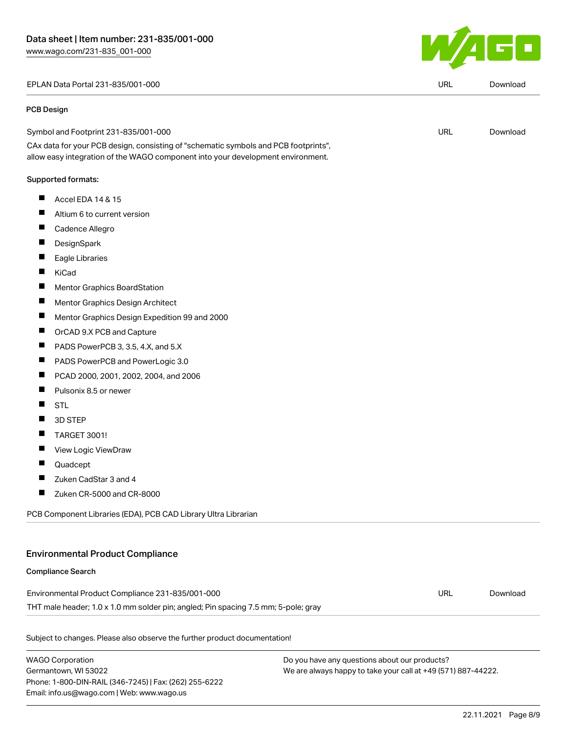| | | |
|---|---|---|
| EPLAN Data Portal 231-835/001-000 | URL | Download |

**PCB Design**

| | | |
|---|---|---|
| Symbol and Footprint 231-835/001-000 | URL | Download |

CAx data for your PCB design, consisting of "schematic symbols and PCB footprints", allow easy integration of the WAGO component into your development environment.

**Supported formats:**

- Accel EDA 14 & 15
- Altium 6 to current version
- Cadence Allegro
- DesignSpark
- Eagle Libraries
- KiCad
- Mentor Graphics BoardStation
- Mentor Graphics Design Architect
- Mentor Graphics Design Expedition 99 and 2000
- OrCAD 9.X PCB and Capture
- PADS PowerPCB 3, 3.5, 4.X, and 5.X
- PADS PowerPCB and PowerLogic 3.0
- PCAD 2000, 2001, 2002, 2004, and 2006
- Pulsonix 8.5 or newer
- STL
- 3D STEP
- TARGET 3001!
- View Logic ViewDraw
- Quadcept
- Zuken CadStar 3 and 4
- Zuken CR-5000 and CR-8000

PCB Component Libraries (EDA), PCB CAD Library Ultra Librarian

## Environmental Product Compliance

**Compliance Search**

| | | |
|---|---|---|
| Environmental Product Compliance 231-835/001-000 | URL | Download |

THT male header; 1.0 x 1.0 mm solder pin; angled; Pin spacing 7.5 mm; 5-pole; gray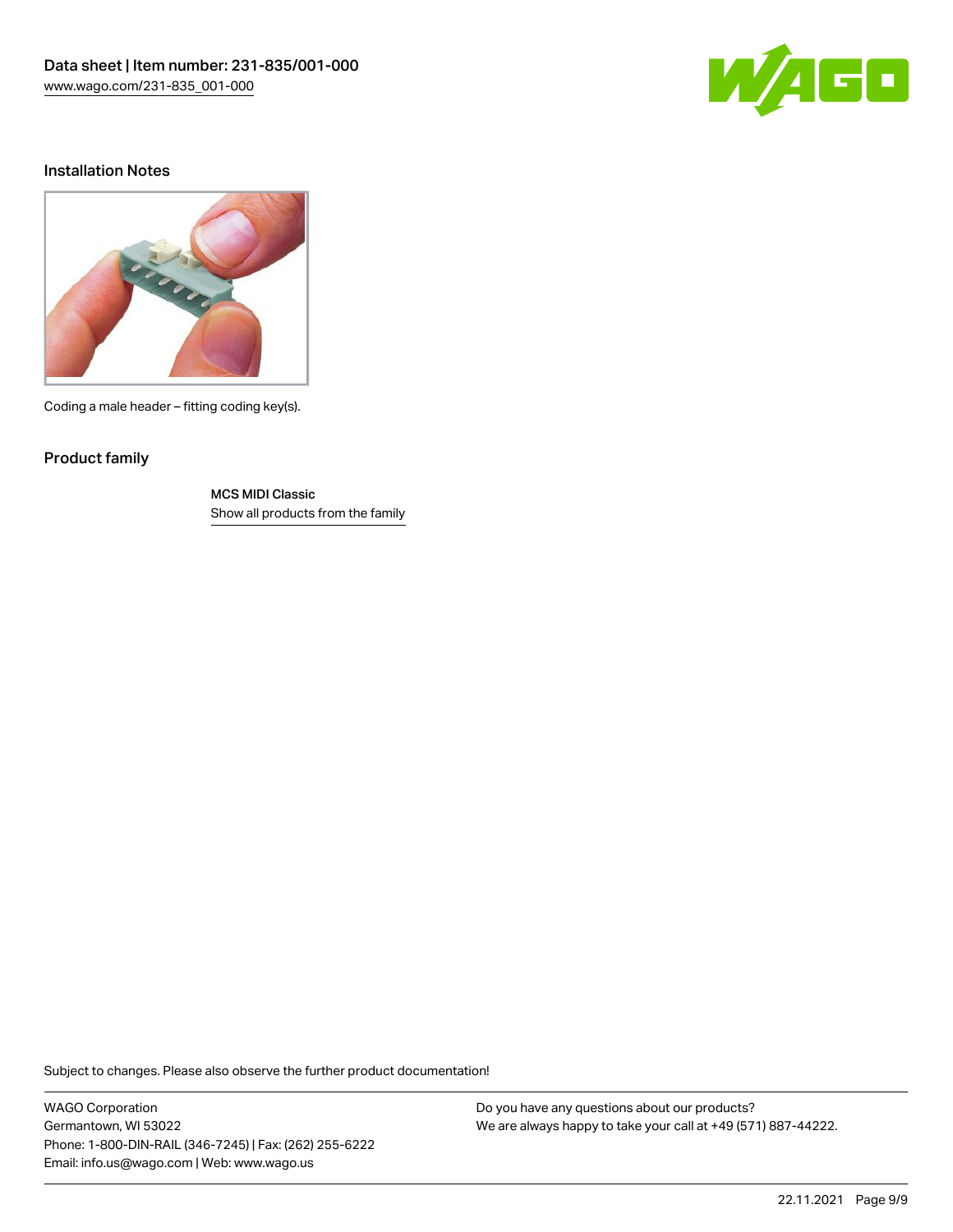## Installation Notes

Coding a male header – fitting coding key(s).

## Product family

MCS MIDI Classic
Show all products from the family

Subject to changes. Please also observe the further product documentation!

WAGO Corporation
Germantown, WI 53022
Phone: 1-800-DIN-RAIL (346-7245) | Fax: (262) 255-6222
Email: info.us@wago.com | Web: www.wago.us

Do you have any questions about our products?
We are always happy to take your call at +49 (571) 887-44222.